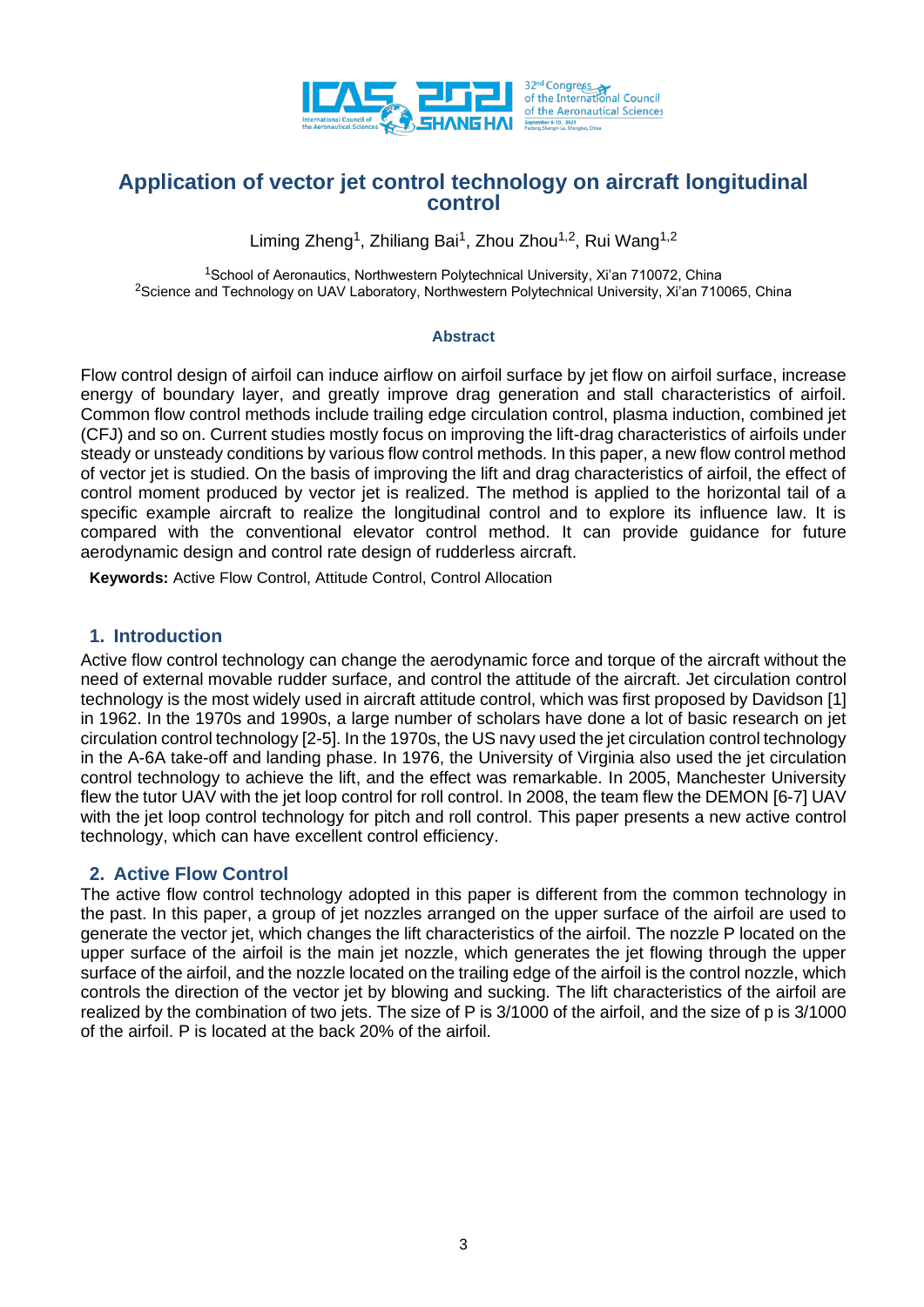# Application of vector jet control technology on aircraft longitudinal control

Liming Zheng[1], Zhiliang Bai[1], Zhou Zhou[1,2], Rui Wang[1,2]

[1]School of Aeronautics, Northwestern Polytechnical University, Xi'an 710072, China
[2]Science and Technology on UAV Laboratory, Northwestern Polytechnical University, Xi'an 710065, China

### Abstract

Flow control design of airfoil can induce airflow on airfoil surface by jet flow on airfoil surface, increase energy of boundary layer, and greatly improve drag generation and stall characteristics of airfoil. Common flow control methods include trailing edge circulation control, plasma induction, combined jet (CFJ) and so on. Current studies mostly focus on improving the lift-drag characteristics of airfoils under steady or unsteady conditions by various flow control methods. In this paper, a new flow control method of vector jet is studied. On the basis of improving the lift and drag characteristics of airfoil, the effect of control moment produced by vector jet is realized. The method is applied to the horizontal tail of a specific example aircraft to realize the longitudinal control and to explore its influence law. It is compared with the conventional elevator control method. It can provide guidance for future aerodynamic design and control rate design of rudderless aircraft.

**Keywords:** Active Flow Control, Attitude Control, Control Allocation

## 1. Introduction

Active flow control technology can change the aerodynamic force and torque of the aircraft without the need of external movable rudder surface, and control the attitude of the aircraft. Jet circulation control technology is the most widely used in aircraft attitude control, which was first proposed by Davidson [1] in 1962. In the 1970s and 1990s, a large number of scholars have done a lot of basic research on jet circulation control technology [2-5]. In the 1970s, the US navy used the jet circulation control technology in the A-6A take-off and landing phase. In 1976, the University of Virginia also used the jet circulation control technology to achieve the lift, and the effect was remarkable. In 2005, Manchester University flew the tutor UAV with the jet loop control for roll control. In 2008, the team flew the DEMON [6-7] UAV with the jet loop control technology for pitch and roll control. This paper presents a new active control technology, which can have excellent control efficiency.

## 2. Active Flow Control

The active flow control technology adopted in this paper is different from the common technology in the past. In this paper, a group of jet nozzles arranged on the upper surface of the airfoil are used to generate the vector jet, which changes the lift characteristics of the airfoil. The nozzle P located on the upper surface of the airfoil is the main jet nozzle, which generates the jet flowing through the upper surface of the airfoil, and the nozzle located on the trailing edge of the airfoil is the control nozzle, which controls the direction of the vector jet by blowing and sucking. The lift characteristics of the airfoil are realized by the combination of two jets. The size of P is 3/1000 of the airfoil, and the size of p is 3/1000 of the airfoil. P is located at the back 20% of the airfoil.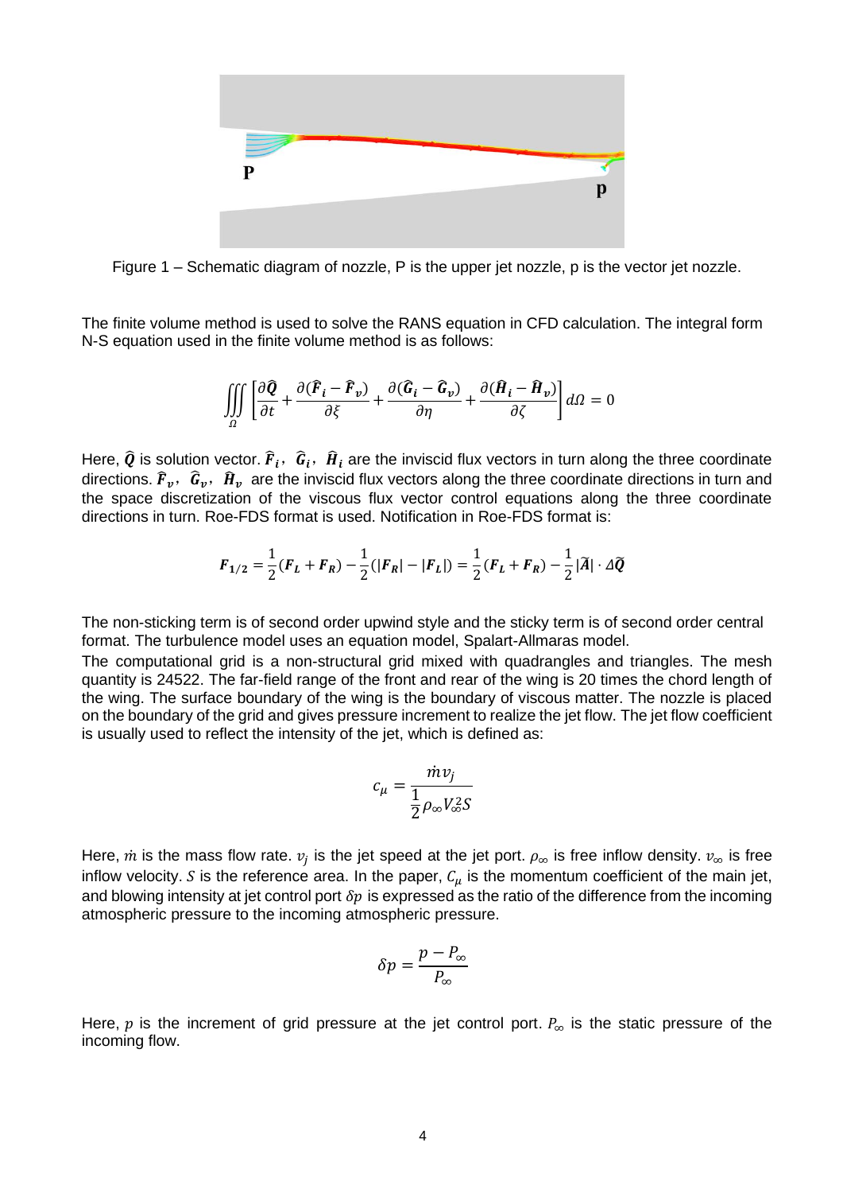P

p

Figure 1 – Schematic diagram of nozzle, P is the upper jet nozzle, p is the vector jet nozzle.

The finite volume method is used to solve the RANS equation in CFD calculation. The integral form N-S equation used in the finite volume method is as follows:

$$\iiint_{\Omega}\left[\frac{\partial\widehat{\boldsymbol{Q}}}{\partial t}+\frac{\partial(\widehat{\boldsymbol{F}}_i-\widehat{\boldsymbol{F}}_v)}{\partial\xi}+\frac{\partial(\widehat{\boldsymbol{G}}_i-\widehat{\boldsymbol{G}}_v)}{\partial\eta}+\frac{\partial(\widehat{\boldsymbol{H}}_i-\widehat{\boldsymbol{H}}_v)}{\partial\zeta}\right]d\Omega=0$$

Here, $\widehat{\boldsymbol{Q}}$ is solution vector. $\widehat{\boldsymbol{F}}_i$, $\widehat{\boldsymbol{G}}_i$, $\widehat{\boldsymbol{H}}_i$ are the inviscid flux vectors in turn along the three coordinate directions. $\widehat{\boldsymbol{F}}_v$, $\widehat{\boldsymbol{G}}_v$, $\widehat{\boldsymbol{H}}_v$ are the inviscid flux vectors along the three coordinate directions in turn and the space discretization of the viscous flux vector control equations along the three coordinate directions in turn. Roe-FDS format is used. Notification in Roe-FDS format is:

$$\boldsymbol{F}_{1/2}=\frac{1}{2}(\boldsymbol{F}_L+\boldsymbol{F}_R)-\frac{1}{2}(|\boldsymbol{F}_R|-|\boldsymbol{F}_L|)=\frac{1}{2}(\boldsymbol{F}_L+\boldsymbol{F}_R)-\frac{1}{2}|\widetilde{\boldsymbol{A}}|\cdot\Delta\widetilde{\boldsymbol{Q}}$$

The non-sticking term is of second order upwind style and the sticky term is of second order central format. The turbulence model uses an equation model, Spalart-Allmaras model.

The computational grid is a non-structural grid mixed with quadrangles and triangles. The mesh quantity is 24522. The far-field range of the front and rear of the wing is 20 times the chord length of the wing. The surface boundary of the wing is the boundary of viscous matter. The nozzle is placed on the boundary of the grid and gives pressure increment to realize the jet flow. The jet flow coefficient is usually used to reflect the intensity of the jet, which is defined as:

$$c_{\mu}=\frac{\dot{m}v_j}{\frac{1}{2}\rho_{\infty}V_{\infty}^2S}$$

Here, $\dot{m}$ is the mass flow rate. $v_j$ is the jet speed at the jet port. $\rho_{\infty}$ is free inflow density. $v_{\infty}$ is free inflow velocity. $S$ is the reference area. In the paper, $C_{\mu}$ is the momentum coefficient of the main jet, and blowing intensity at jet control port $\delta p$ is expressed as the ratio of the difference from the incoming atmospheric pressure to the incoming atmospheric pressure.

$$\delta p=\frac{p-P_{\infty}}{P_{\infty}}$$

Here, $p$ is the increment of grid pressure at the jet control port. $P_{\infty}$ is the static pressure of the incoming flow.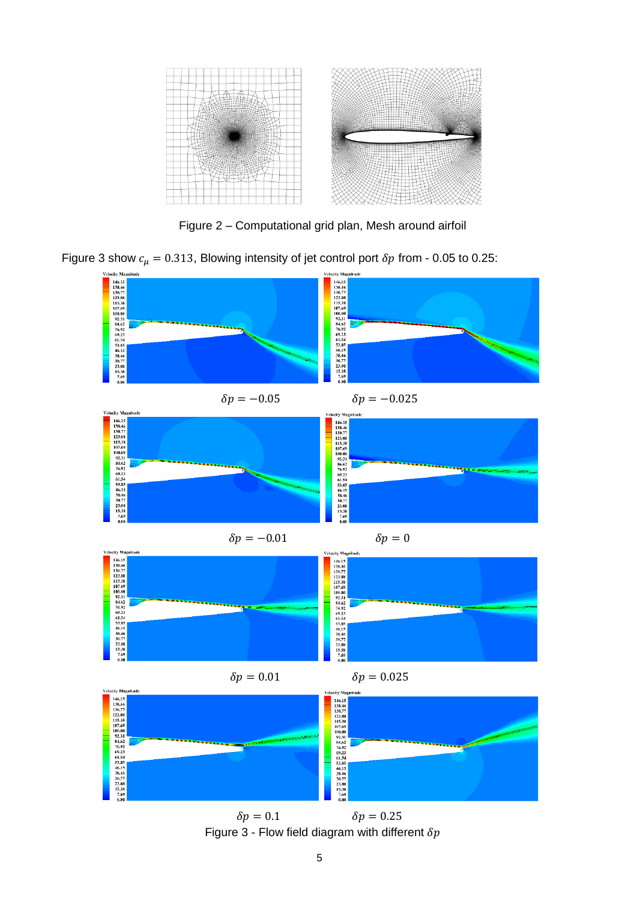Figure 2 – Computational grid plan, Mesh around airfoil

Figure 3 show $c_{\mu} = 0.313$, Blowing intensity of jet control port $\delta p$ from - 0.05 to 0.25:

Velocity Magnitude
146.15
138.46
130.77
123.08
115.38
107.69
100.00
92.31
84.62
76.92
69.23
61.54
53.85
46.15
38.46
30.77
23.08
15.38
7.69
0.00

$\delta p = -0.05$

$\delta p = -0.025$

$\delta p = -0.01$

$\delta p = 0$

$\delta p = 0.01$

$\delta p = 0.025$

$\delta p = 0.1$

$\delta p = 0.25$

Figure 3 - Flow field diagram with different $\delta p$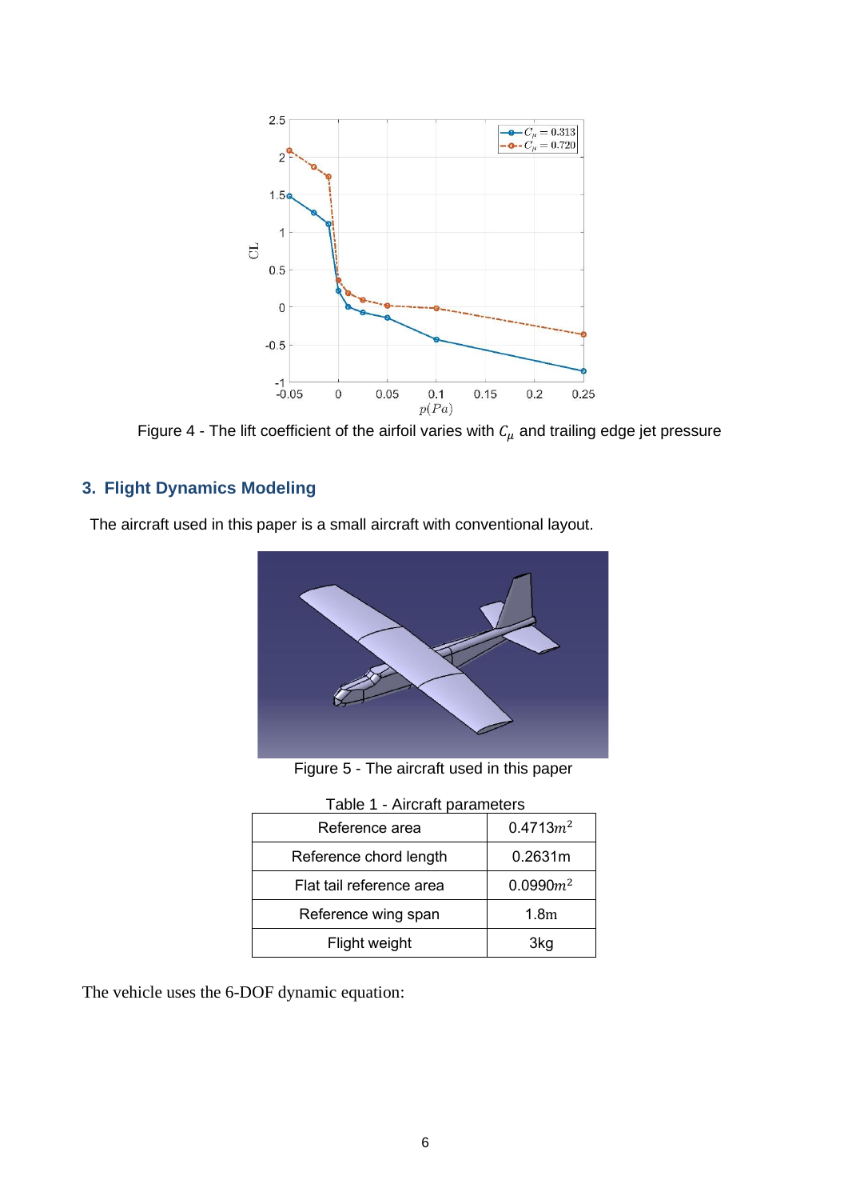2.5
2
1.5
1
0.5
0
-0.5
-1
CL
-0.05
0
0.05
0.1
0.15
0.2
0.25
$p(Pa)$
$C_\mu = 0.313$
$C_\mu = 0.720$

Figure 4 - The lift coefficient of the airfoil varies with $C_\mu$ and trailing edge jet pressure

## 3. Flight Dynamics Modeling

The aircraft used in this paper is a small aircraft with conventional layout.

Figure 5 - The aircraft used in this paper

Table 1 - Aircraft parameters

| | |
|---|---|
| Reference area | $0.4713m^2$ |
| Reference chord length | 0.2631m |
| Flat tail reference area | $0.0990m^2$ |
| Reference wing span | 1.8m |
| Flight weight | 3kg |

The vehicle uses the 6-DOF dynamic equation: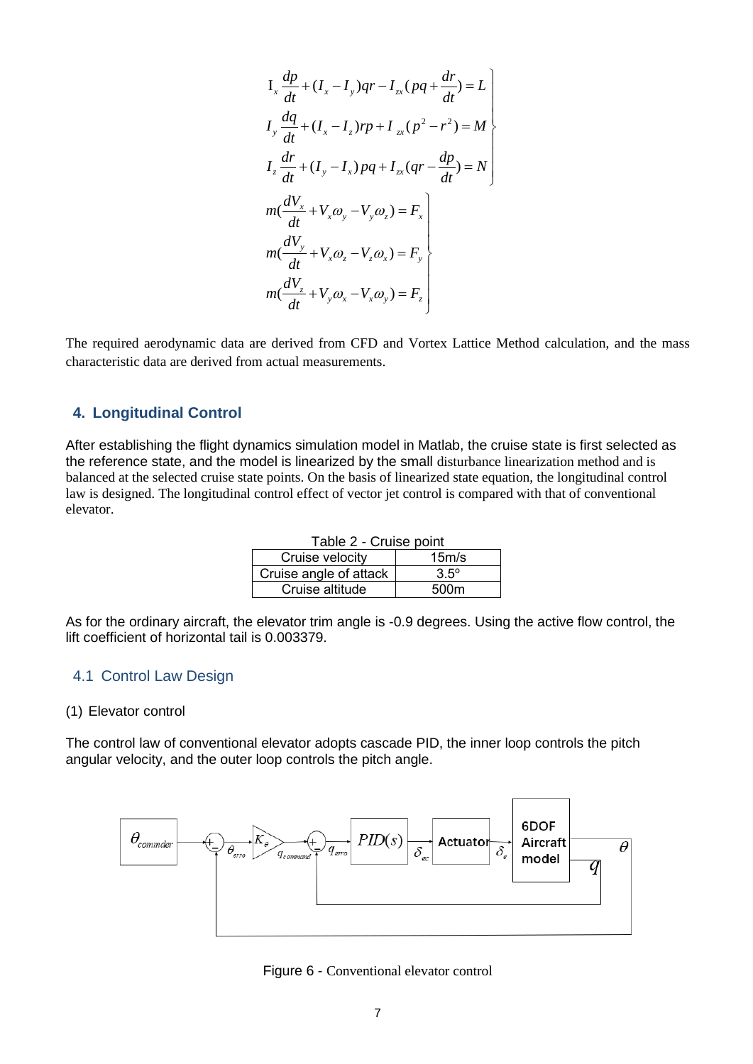$$
\left.
\begin{aligned}
& I_x \frac{dp}{dt} + (I_x - I_y)qr - I_{zx}(pq + \frac{dr}{dt}) = L \\
& I_y \frac{dq}{dt} + (I_x - I_z)rp + I_{zx}(p^2 - r^2) = M \\
& I_z \frac{dr}{dt} + (I_y - I_x)pq + I_{zx}(qr - \frac{dp}{dt}) = N
\end{aligned}
\right\}
$$

$$
\left.
\begin{aligned}
& m(\frac{dV_x}{dt} + V_x\omega_y - V_y\omega_z) = F_x \\
& m(\frac{dV_y}{dt} + V_x\omega_z - V_z\omega_x) = F_y \\
& m(\frac{dV_z}{dt} + V_y\omega_x - V_x\omega_y) = F_z
\end{aligned}
\right\}
$$

The required aerodynamic data are derived from CFD and Vortex Lattice Method calculation, and the mass characteristic data are derived from actual measurements.

## 4. Longitudinal Control

After establishing the flight dynamics simulation model in Matlab, the cruise state is first selected as the reference state, and the model is linearized by the small disturbance linearization method and is balanced at the selected cruise state points. On the basis of linearized state equation, the longitudinal control law is designed. The longitudinal control effect of vector jet control is compared with that of conventional elevator.

Table 2 - Cruise point

| Cruise velocity | 15m/s |
|---|---|
| Cruise angle of attack | 3.5° |
| Cruise altitude | 500m |

As for the ordinary aircraft, the elevator trim angle is -0.9 degrees. Using the active flow control, the lift coefficient of horizontal tail is 0.003379.

### 4.1 Control Law Design

(1) Elevator control

The control law of conventional elevator adopts cascade PID, the inner loop controls the pitch angular velocity, and the outer loop controls the pitch angle.

Figure 6 - Conventional elevator control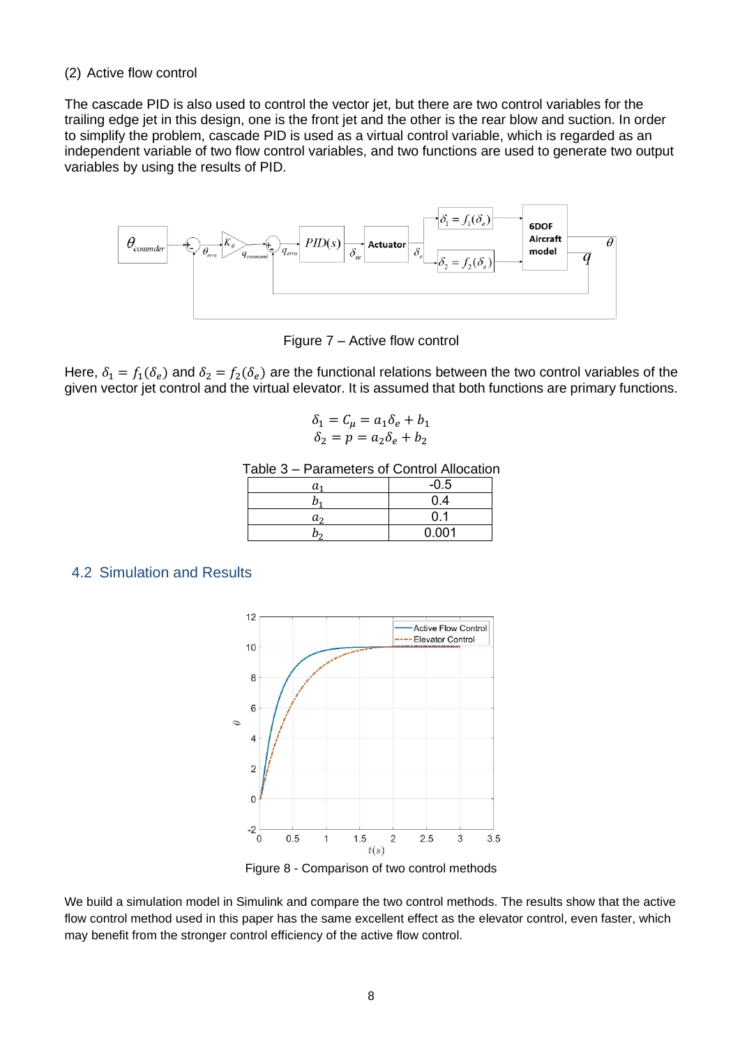(2) Active flow control

The cascade PID is also used to control the vector jet, but there are two control variables for the trailing edge jet in this design, one is the front jet and the other is the rear blow and suction. In order to simplify the problem, cascade PID is used as a virtual control variable, which is regarded as an independent variable of two flow control variables, and two functions are used to generate two output variables by using the results of PID.

$\theta_{commder}$
$\theta_{erro}$
$K_\theta$
$q_{command}$
$q_{erro}$
$PID(s)$
$\delta_{ec}$
Actuator
$\delta_e$
$\delta_1 = f_1(\delta_e)$
$\delta_2 = f_2(\delta_e)$
6DOF Aircraft model
$\theta$
$q$

Figure 7 – Active flow control

Here, $\delta_1 = f_1(\delta_e)$ and $\delta_2 = f_2(\delta_e)$ are the functional relations between the two control variables of the given vector jet control and the virtual elevator. It is assumed that both functions are primary functions.

$$\delta_1 = C_\mu = a_1\delta_e + b_1$$
$$\delta_2 = p = a_2\delta_e + b_2$$

Table 3 – Parameters of Control Allocation

| | |
|---|---|
| $a_1$ | -0.5 |
| $b_1$ | 0.4 |
| $a_2$ | 0.1 |
| $b_2$ | 0.001 |

## 4.2 Simulation and Results

Active Flow Control
Elevator Control
$\theta$
$t(s)$
12
10
8
6
4
2
0
-2
0
0.5
1
1.5
2
2.5
3
3.5

Figure 8 - Comparison of two control methods

We build a simulation model in Simulink and compare the two control methods. The results show that the active flow control method used in this paper has the same excellent effect as the elevator control, even faster, which may benefit from the stronger control efficiency of the active flow control.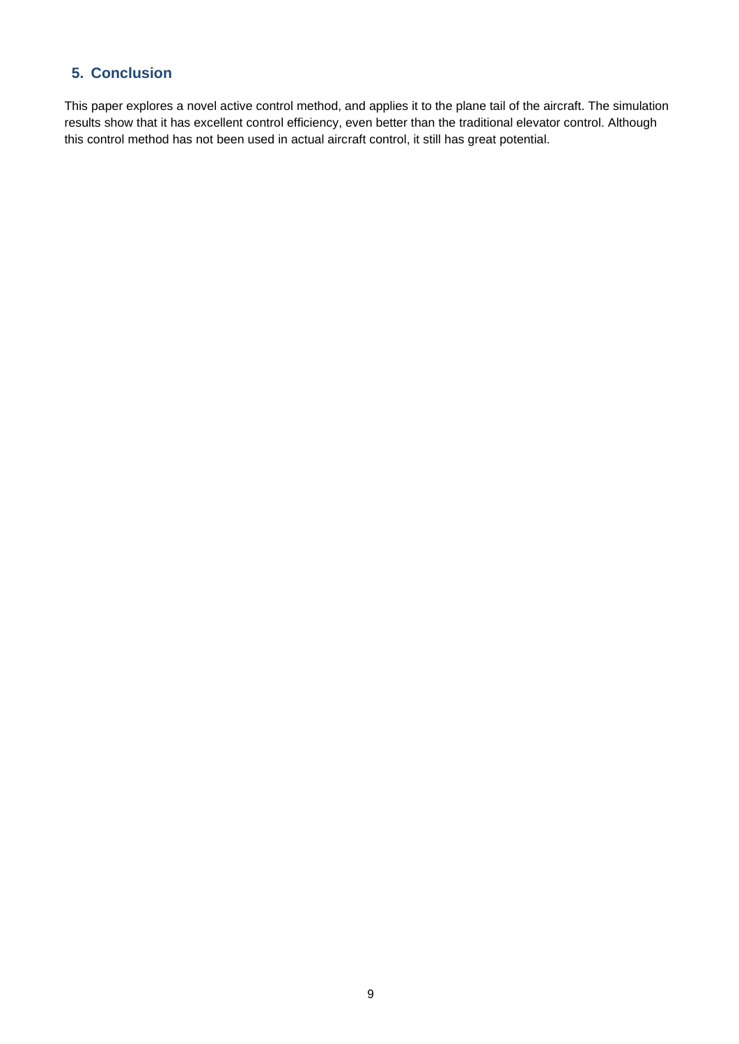## 5. Conclusion

This paper explores a novel active control method, and applies it to the plane tail of the aircraft. The simulation results show that it has excellent control efficiency, even better than the traditional elevator control. Although this control method has not been used in actual aircraft control, it still has great potential.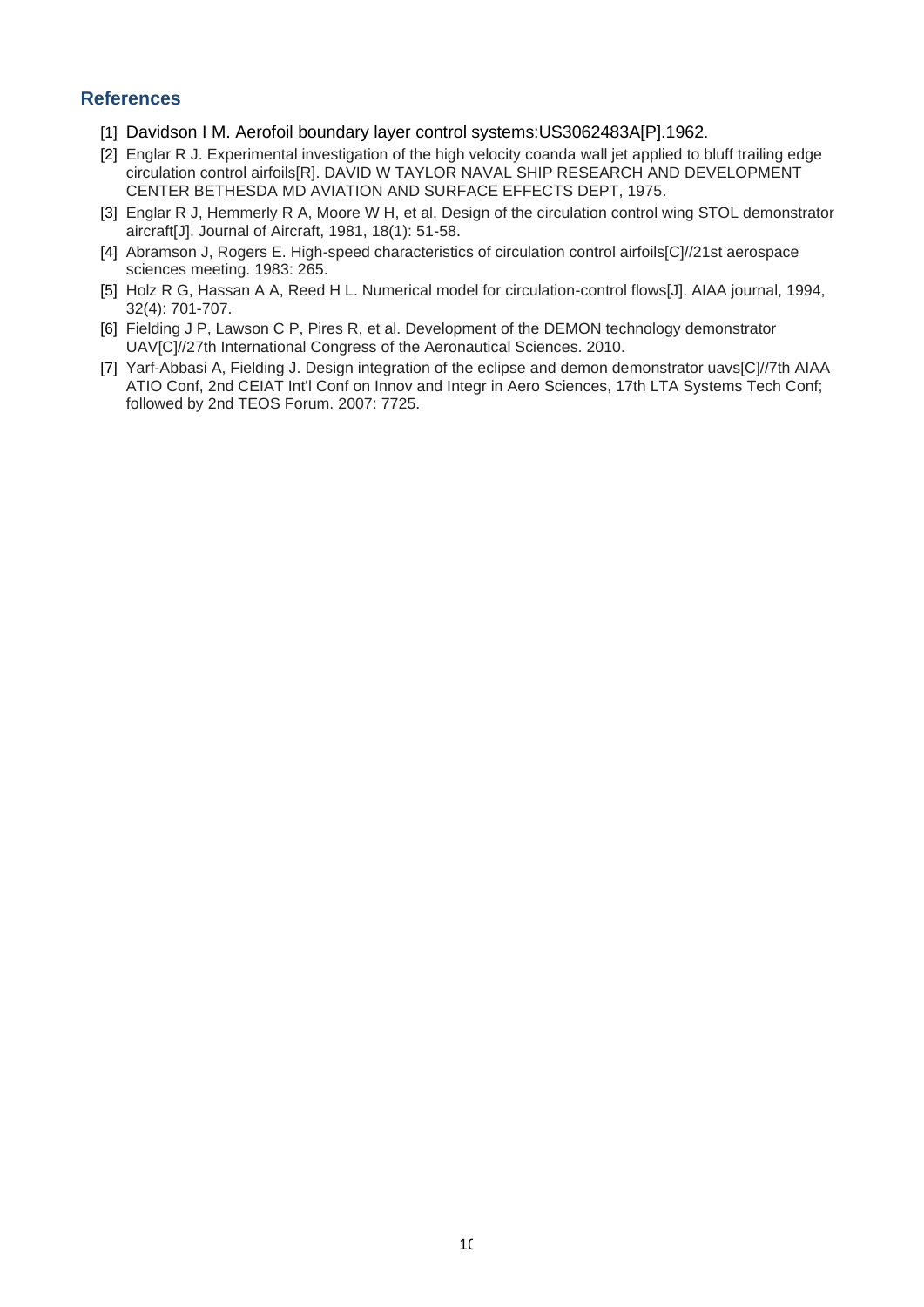## References

[1] Davidson I M. Aerofoil boundary layer control systems:US3062483A[P].1962.

[2] Englar R J. Experimental investigation of the high velocity coanda wall jet applied to bluff trailing edge circulation control airfoils[R]. DAVID W TAYLOR NAVAL SHIP RESEARCH AND DEVELOPMENT CENTER BETHESDA MD AVIATION AND SURFACE EFFECTS DEPT, 1975.

[3] Englar R J, Hemmerly R A, Moore W H, et al. Design of the circulation control wing STOL demonstrator aircraft[J]. Journal of Aircraft, 1981, 18(1): 51-58.

[4] Abramson J, Rogers E. High-speed characteristics of circulation control airfoils[C]//21st aerospace sciences meeting. 1983: 265.

[5] Holz R G, Hassan A A, Reed H L. Numerical model for circulation-control flows[J]. AIAA journal, 1994, 32(4): 701-707.

[6] Fielding J P, Lawson C P, Pires R, et al. Development of the DEMON technology demonstrator UAV[C]//27th International Congress of the Aeronautical Sciences. 2010.

[7] Yarf-Abbasi A, Fielding J. Design integration of the eclipse and demon demonstrator uavs[C]//7th AIAA ATIO Conf, 2nd CEIAT Int'l Conf on Innov and Integr in Aero Sciences, 17th LTA Systems Tech Conf; followed by 2nd TEOS Forum. 2007: 7725.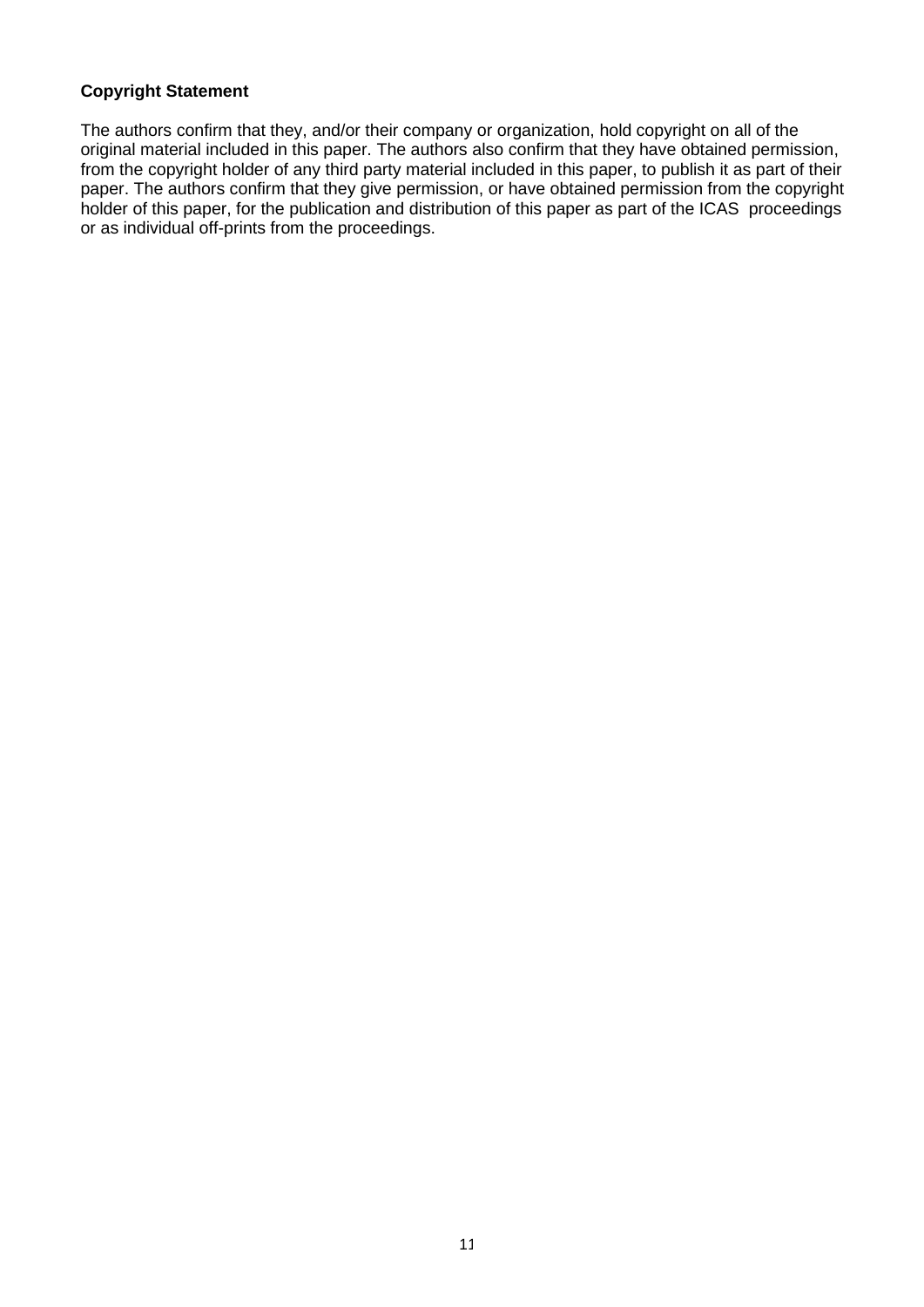**Copyright Statement**

The authors confirm that they, and/or their company or organization, hold copyright on all of the original material included in this paper. The authors also confirm that they have obtained permission, from the copyright holder of any third party material included in this paper, to publish it as part of their paper. The authors confirm that they give permission, or have obtained permission from the copyright holder of this paper, for the publication and distribution of this paper as part of the ICAS proceedings or as individual off-prints from the proceedings.